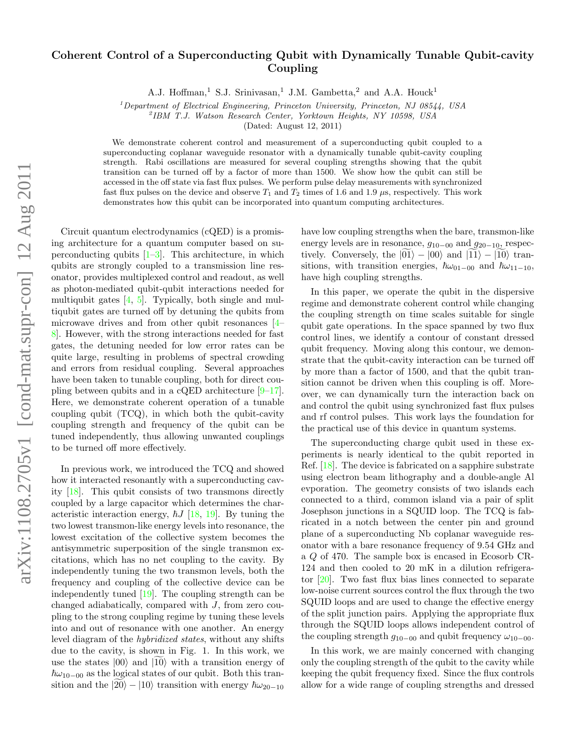# Coherent Control of a Superconducting Qubit with Dynamically Tunable Qubit-cavity Coupling

A.J. Hoffman,[1] S.J. Srinivasan,[1] J.M. Gambetta,[2] and A.A. Houck[1]

[1]*Department of Electrical Engineering, Princeton University, Princeton, NJ 08544, USA*
[2]*IBM T.J. Watson Research Center, Yorktown Heights, NY 10598, USA*
(Dated: August 12, 2011)

We demonstrate coherent control and measurement of a superconducting qubit coupled to a superconducting coplanar waveguide resonator with a dynamically tunable qubit-cavity coupling strength. Rabi oscillations are measured for several coupling strengths showing that the qubit transition can be turned off by a factor of more than 1500. We show how the qubit can still be accessed in the off state via fast flux pulses. We perform pulse delay measurements with synchronized fast flux pulses on the device and observe $T_1$ and $T_2$ times of 1.6 and 1.9 $\mu$s, respectively. This work demonstrates how this qubit can be incorporated into quantum computing architectures.

Circuit quantum electrodynamics (cQED) is a promising architecture for a quantum computer based on superconducting qubits [1–3]. This architecture, in which qubits are strongly coupled to a transmission line resonator, provides multiplexed control and readout, as well as photon-mediated qubit-qubit interactions needed for multiqubit gates [4, 5]. Typically, both single and multiqubit gates are turned off by detuning the qubits from microwave drives and from other qubit resonances [4–8]. However, with the strong interactions needed for fast gates, the detuning needed for low error rates can be quite large, resulting in problems of spectral crowding and errors from residual coupling. Several approaches have been taken to tunable coupling, both for direct coupling between qubits and in a cQED architecture [9–17]. Here, we demonstrate coherent operation of a tunable coupling qubit (TCQ), in which both the qubit-cavity coupling strength and frequency of the qubit can be tuned independently, thus allowing unwanted couplings to be turned off more effectively.

In previous work, we introduced the TCQ and showed how it interacted resonantly with a superconducting cavity [18]. This qubit consists of two transmons directly coupled by a large capacitor which determines the characteristic interaction energy, $\hbar J$ [18, 19]. By tuning the two lowest transmon-like energy levels into resonance, the lowest excitation of the collective system becomes the antisymmetric superposition of the single transmon excitations, which has no net coupling to the cavity. By independently tuning the two transmon levels, both the frequency and coupling of the collective device can be independently tuned [19]. The coupling strength can be changed adiabatically, compared with $J$, from zero coupling to the strong coupling regime by tuning these levels into and out of resonance with one another. An energy level diagram of the *hybridized states*, without any shifts due to the cavity, is shown in Fig. 1. In this work, we use the states $|00\rangle$ and $|\widetilde{10}\rangle$ with a transition energy of $\hbar\omega_{10-00}$ as the logical states of our qubit. Both this transition and the $|\widetilde{20}\rangle - |10\rangle$ transition with energy $\hbar\omega_{20-10}$ have low coupling strengths when the bare, transmon-like energy levels are in resonance, $g_{10-00}$ and $g_{20-10}$, respectively. Conversely, the $|\widetilde{01}\rangle - |00\rangle$ and $|\widetilde{11}\rangle - |\widetilde{10}\rangle$ transitions, with transition energies, $\hbar\omega_{01-00}$ and $\hbar\omega_{11-10}$, have high coupling strengths.

In this paper, we operate the qubit in the dispersive regime and demonstrate coherent control while changing the coupling strength on time scales suitable for single qubit gate operations. In the space spanned by two flux control lines, we identify a contour of constant dressed qubit frequency. Moving along this contour, we demonstrate that the qubit-cavity interaction can be turned off by more than a factor of 1500, and that the qubit transition cannot be driven when this coupling is off. Moreover, we can dynamically turn the interaction back on and control the qubit using synchronized fast flux pulses and rf control pulses. This work lays the foundation for the practical use of this device in quantum systems.

The superconducting charge qubit used in these experiments is nearly identical to the qubit reported in Ref. [18]. The device is fabricated on a sapphire substrate using electron beam lithography and a double-angle Al evporation. The geometry consists of two islands each connected to a third, common island via a pair of split Josephson junctions in a SQUID loop. The TCQ is fabricated in a notch between the center pin and ground plane of a superconducting Nb coplanar waveguide resonator with a bare resonance frequency of 9.54 GHz and a $Q$ of 470. The sample box is encased in Ecosorb CR-124 and then cooled to 20 mK in a dilution refrigerator [20]. Two fast flux bias lines connected to separate low-noise current sources control the flux through the two SQUID loops and are used to change the effective energy of the split junction pairs. Applying the appropriate flux through the SQUID loops allows independent control of the coupling strength $g_{10-00}$ and qubit frequency $\omega_{10-00}$.

In this work, we are mainly concerned with changing only the coupling strength of the qubit to the cavity while keeping the qubit frequency fixed. Since the flux controls allow for a wide range of coupling strengths and dressed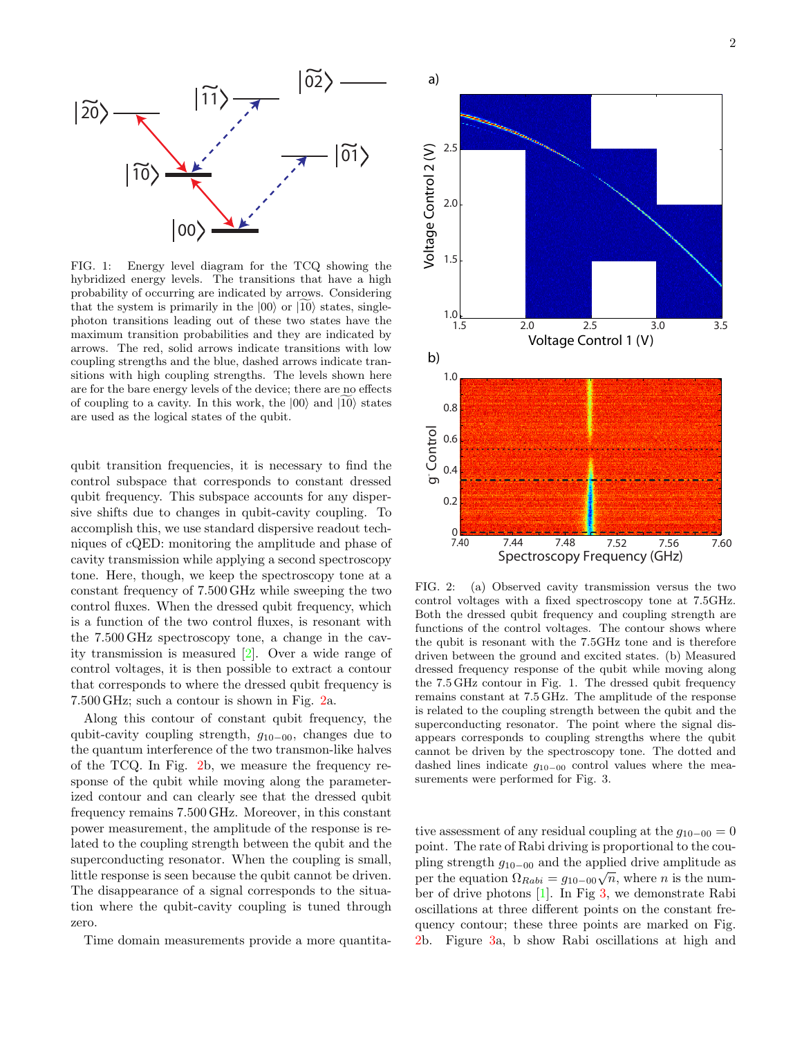FIG. 1: Energy level diagram for the TCQ showing the hybridized energy levels. The transitions that have a high probability of occurring are indicated by arrows. Considering that the system is primarily in the $|00\rangle$ or $|\widetilde{10}\rangle$ states, single-photon transitions leading out of these two states have the maximum transition probabilities and they are indicated by arrows. The red, solid arrows indicate transitions with low coupling strengths and the blue, dashed arrows indicate transitions with high coupling strengths. The levels shown here are for the bare energy levels of the device; there are no effects of coupling to a cavity. In this work, the $|00\rangle$ and $|\widetilde{10}\rangle$ states are used as the logical states of the qubit.

qubit transition frequencies, it is necessary to find the control subspace that corresponds to constant dressed qubit frequency. This subspace accounts for any dispersive shifts due to changes in qubit-cavity coupling. To accomplish this, we use standard dispersive readout techniques of cQED: monitoring the amplitude and phase of cavity transmission while applying a second spectroscopy tone. Here, though, we keep the spectroscopy tone at a constant frequency of 7.500 GHz while sweeping the two control fluxes. When the dressed qubit frequency, which is a function of the two control fluxes, is resonant with the 7.500 GHz spectroscopy tone, a change in the cavity transmission is measured [2]. Over a wide range of control voltages, it is then possible to extract a contour that corresponds to where the dressed qubit frequency is 7.500 GHz; such a contour is shown in Fig. 2a.

Along this contour of constant qubit frequency, the qubit-cavity coupling strength, $g_{10-00}$, changes due to the quantum interference of the two transmon-like halves of the TCQ. In Fig. 2b, we measure the frequency response of the qubit while moving along the parameterized contour and can clearly see that the dressed qubit frequency remains 7.500 GHz. Moreover, in this constant power measurement, the amplitude of the response is related to the coupling strength between the qubit and the superconducting resonator. When the coupling is small, little response is seen because the qubit cannot be driven. The disappearance of a signal corresponds to the situation where the qubit-cavity coupling is tuned through zero.

FIG. 2: (a) Observed cavity transmission versus the two control voltages with a fixed spectroscopy tone at 7.5GHz. Both the dressed qubit frequency and coupling strength are functions of the control voltages. The contour shows where the qubit is resonant with the 7.5GHz tone and is therefore driven between the ground and excited states. (b) Measured dressed frequency response of the qubit while moving along the 7.5 GHz contour in Fig. 1. The dressed qubit frequency remains constant at 7.5 GHz. The amplitude of the response is related to the coupling strength between the qubit and the superconducting resonator. The point where the signal disappears corresponds to coupling strengths where the qubit cannot be driven by the spectroscopy tone. The dotted and dashed lines indicate $g_{10-00}$ control values where the measurements were performed for Fig. 3.

Time domain measurements provide a more quantitative assessment of any residual coupling at the $g_{10-00} = 0$ point. The rate of Rabi driving is proportional to the coupling strength $g_{10-00}$ and the applied drive amplitude as per the equation $\Omega_{Rabi} = g_{10-00}\sqrt{n}$, where $n$ is the number of drive photons [1]. In Fig 3, we demonstrate Rabi oscillations at three different points on the constant frequency contour; these three points are marked on Fig. 2b. Figure 3a, b show Rabi oscillations at high and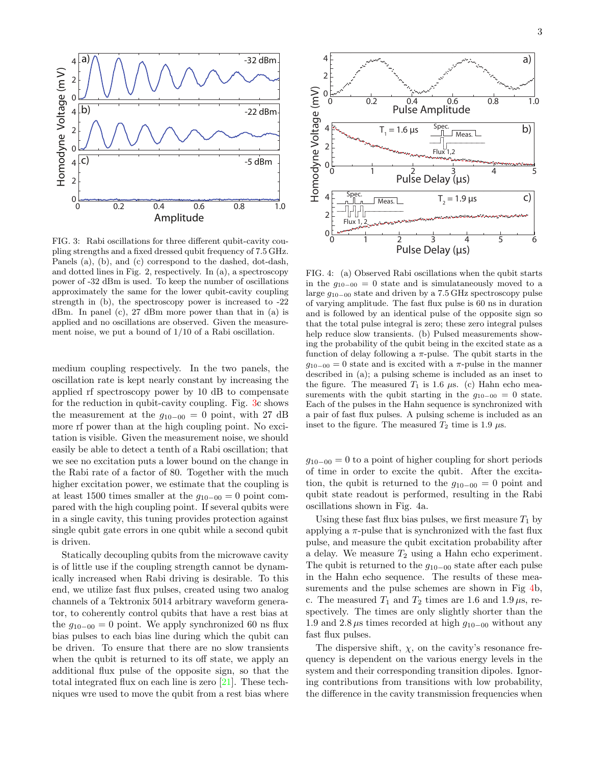FIG. 3: Rabi oscillations for three different qubit-cavity coupling strengths and a fixed dressed qubit frequency of 7.5 GHz. Panels (a), (b), and (c) correspond to the dashed, dot-dash, and dotted lines in Fig. 2, respectively. In (a), a spectroscopy power of -32 dBm is used. To keep the number of oscillations approximately the same for the lower qubit-cavity coupling strength in (b), the spectroscopy power is increased to -22 dBm. In panel (c), 27 dBm more power than that in (a) is applied and no oscillations are observed. Given the measurement noise, we put a bound of 1/10 of a Rabi oscillation.

FIG. 4: (a) Observed Rabi oscillations when the qubit starts in the $g_{10-00} = 0$ state and is simulataneously moved to a large $g_{10-00}$ state and driven by a 7.5 GHz spectroscopy pulse of varying amplitude. The fast flux pulse is 60 ns in duration and is followed by an identical pulse of the opposite sign so that the total pulse integral is zero; these zero integral pulses help reduce slow transients. (b) Pulsed measurements showing the probability of the qubit being in the excited state as a function of delay following a $\pi$-pulse. The qubit starts in the $g_{10-00} = 0$ state and is excited with a $\pi$-pulse in the manner described in (a); a pulsing scheme is included as an inset to the figure. The measured $T_1$ is 1.6 $\mu$s. (c) Hahn echo measurements with the qubit starting in the $g_{10-00} = 0$ state. Each of the pulses in the Hahn sequence is synchronized with a pair of fast flux pulses. A pulsing scheme is included as an inset to the figure. The measured $T_2$ time is 1.9 $\mu$s.

medium coupling respectively. In the two panels, the oscillation rate is kept nearly constant by increasing the applied rf spectroscopy power by 10 dB to compensate for the reduction in qubit-cavity coupling. Fig. 3c shows the measurement at the $g_{10-00} = 0$ point, with 27 dB more rf power than at the high coupling point. No excitation is visible. Given the measurement noise, we should easily be able to detect a tenth of a Rabi oscillation; that we see no excitation puts a lower bound on the change in the Rabi rate of a factor of 80. Together with the much higher excitation power, we estimate that the coupling is at least 1500 times smaller at the $g_{10-00} = 0$ point compared with the high coupling point. If several qubits were in a single cavity, this tuning provides protection against single qubit gate errors in one qubit while a second qubit is driven.

Statically decoupling qubits from the microwave cavity is of little use if the coupling strength cannot be dynamically increased when Rabi driving is desirable. To this end, we utilize fast flux pulses, created using two analog channels of a Tektronix 5014 arbitrary waveform generator, to coherently control qubits that have a rest bias at the $g_{10-00} = 0$ point. We apply synchronized 60 ns flux bias pulses to each bias line during which the qubit can be driven. To ensure that there are no slow transients when the qubit is returned to its off state, we apply an additional flux pulse of the opposite sign, so that the total integrated flux on each line is zero [21]. These techniques wre used to move the qubit from a rest bias where $g_{10-00} = 0$ to a point of higher coupling for short periods of time in order to excite the qubit. After the excitation, the qubit is returned to the $g_{10-00} = 0$ point and qubit state readout is performed, resulting in the Rabi oscillations shown in Fig. 4a.

Using these fast flux bias pulses, we first measure $T_1$ by applying a $\pi$-pulse that is synchronized with the fast flux pulse, and measure the qubit excitation probability after a delay. We measure $T_2$ using a Hahn echo experiment. The qubit is returned to the $g_{10-00}$ state after each pulse in the Hahn echo sequence. The results of these measurements and the pulse schemes are shown in Fig 4b, c. The measured $T_1$ and $T_2$ times are 1.6 and 1.9 $\mu$s, respectively. The times are only slightly shorter than the 1.9 and 2.8 $\mu$s times recorded at high $g_{10-00}$ without any fast flux pulses.

The dispersive shift, $\chi$, on the cavity's resonance frequency is dependent on the various energy levels in the system and their corresponding transition dipoles. Ignoring contributions from transitions with low probability, the difference in the cavity transmission frequencies when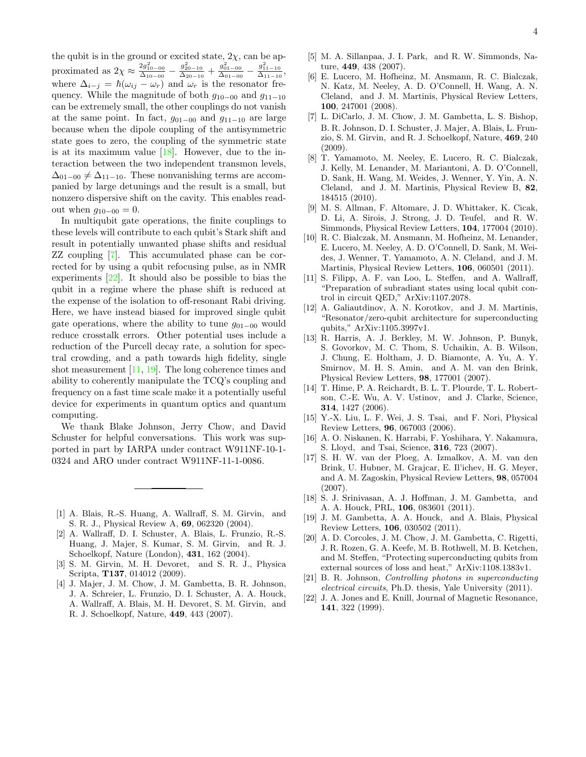the qubit is in the ground or excited state, $2\chi$, can be approximated as $2\chi \approx \frac{2g^2_{10-00}}{\Delta_{10-00}} - \frac{g^2_{20-10}}{\Delta_{20-10}} + \frac{g^2_{01-00}}{\Delta_{01-00}} - \frac{g^2_{11-10}}{\Delta_{11-10}}$, where $\Delta_{i-j} = \hbar(\omega_{ij} - \omega_r)$ and $\omega_r$ is the resonator frequency. While the magnitude of both $g_{10-00}$ and $g_{11-10}$ can be extremely small, the other couplings do not vanish at the same point. In fact, $g_{01-00}$ and $g_{11-10}$ are large because when the dipole coupling of the antisymmetric state goes to zero, the coupling of the symmetric state is at its maximum value [18]. However, due to the interaction between the two independent transmon levels, $\Delta_{01-00} \neq \Delta_{11-10}$. These nonvanishing terms are accompanied by large detunings and the result is a small, but nonzero dispersive shift on the cavity. This enables readout when $g_{10-00} = 0$.

In multiqubit gate operations, the finite couplings to these levels will contribute to each qubit's Stark shift and result in potentially unwanted phase shifts and residual ZZ coupling [7]. This accumulated phase can be corrected for by using a qubit refocusing pulse, as in NMR experiments [22]. It should also be possible to bias the qubit in a regime where the phase shift is reduced at the expense of the isolation to off-resonant Rabi driving. Here, we have instead biased for improved single qubit gate operations, where the ability to tune $g_{01-00}$ would reduce crosstalk errors. Other potential uses include a reduction of the Purcell decay rate, a solution for spectral crowding, and a path towards high fidelity, single shot measurement [11, 19]. The long coherence times and ability to coherently manipulate the TCQ's coupling and frequency on a fast time scale make it a potentially useful device for experiments in quantum optics and quantum computing.

We thank Blake Johnson, Jerry Chow, and David Schuster for helpful conversations. This work was supported in part by IARPA under contract W911NF-10-1-0324 and ARO under contract W911NF-11-1-0086.

---

[1] A. Blais, R.-S. Huang, A. Wallraff, S. M. Girvin, and S. R. J., Physical Review A, **69**, 062320 (2004).

[2] A. Wallraff, D. I. Schuster, A. Blais, L. Frunzio, R.-S. Huang, J. Majer, S. Kumar, S. M. Girvin, and R. J. Schoelkopf, Nature (London), **431**, 162 (2004).

[3] S. M. Girvin, M. H. Devoret, and S. R. J., Physica Scripta, **T137**, 014012 (2009).

[4] J. Majer, J. M. Chow, J. M. Gambetta, B. R. Johnson, J. A. Schreier, L. Frunzio, D. I. Schuster, A. A. Houck, A. Wallraff, A. Blais, M. H. Devoret, S. M. Girvin, and R. J. Schoelkopf, Nature, **449**, 443 (2007).

[5] M. A. Sillanpaa, J. I. Park, and R. W. Simmonds, Nature, **449**, 438 (2007).

[6] E. Lucero, M. Hofheinz, M. Ansmann, R. C. Bialczak, N. Katz, M. Neeley, A. D. O'Connell, H. Wang, A. N. Cleland, and J. M. Martinis, Physical Review Letters, **100**, 247001 (2008).

[7] L. DiCarlo, J. M. Chow, J. M. Gambetta, L. S. Bishop, B. R. Johnson, D. I. Schuster, J. Majer, A. Blais, L. Frunzio, S. M. Girvin, and R. J. Schoelkopf, Nature, **469**, 240 (2009).

[8] T. Yamamoto, M. Neeley, E. Lucero, R. C. Bialczak, J. Kelly, M. Lenander, M. Mariantoni, A. D. O'Connell, D. Sank, H. Wang, M. Weides, J. Wenner, Y. Yin, A. N. Cleland, and J. M. Martinis, Physical Review B, **82**, 184515 (2010).

[9] M. S. Allman, F. Altomare, J. D. Whittaker, K. Cicak, D. Li, A. Sirois, J. Strong, J. D. Teufel, and R. W. Simmonds, Physical Review Letters, **104**, 177004 (2010).

[10] R. C. Bialczak, M. Ansmann, M. Hofheinz, M. Lenander, E. Lucero, M. Neeley, A. D. O'Connell, D. Sank, M. Weides, J. Wenner, T. Yamamoto, A. N. Cleland, and J. M. Martinis, Physical Review Letters, **106**, 060501 (2011).

[11] S. Filipp, A. F. van Loo, L. Steffen, and A. Wallraff, "Preparation of subradiant states using local qubit control in circuit QED," ArXiv:1107.2078.

[12] A. Galiautdinov, A. N. Korotkov, and J. M. Martinis, "Resonator/zero-qubit architecture for superconducting qubits," ArXiv:1105.3997v1.

[13] R. Harris, A. J. Berkley, M. W. Johnson, P. Bunyk, S. Govorkov, M. C. Thom, S. Uchaikin, A. B. Wilson, J. Chung, E. Holtham, J. D. Biamonte, A. Yu, A. Y. Smirnov, M. H. S. Amin, and A. M. van den Brink, Physical Review Letters, **98**, 177001 (2007).

[14] T. Hime, P. A. Reichardt, B. L. T. Plourde, T. L. Robertson, C.-E. Wu, A. V. Ustinov, and J. Clarke, Science, **314**, 1427 (2006).

[15] Y.-X. Liu, L. F. Wei, J. S. Tsai, and F. Nori, Physical Review Letters, **96**, 067003 (2006).

[16] A. O. Niskanen, K. Harrabi, F. Yoshihara, Y. Nakamura, S. Lloyd, and Tsai, Science, **316**, 723 (2007).

[17] S. H. W. van der Ploeg, A. Izmalkov, A. M. van den Brink, U. Hubner, M. Grajcar, E. Il'ichev, H. G. Meyer, and A. M. Zagoskin, Physical Review Letters, **98**, 057004 (2007).

[18] S. J. Srinivasan, A. J. Hoffman, J. M. Gambetta, and A. A. Houck, PRL, **106**, 083601 (2011).

[19] J. M. Gambetta, A. A. Houck, and A. Blais, Physical Review Letters, **106**, 030502 (2011).

[20] A. D. Corcoles, J. M. Chow, J. M. Gambetta, C. Rigetti, J. R. Rozen, G. A. Keefe, M. B. Rothwell, M. B. Ketchen, and M. Steffen, "Protecting superconducting qubits from external sources of loss and heat," ArXiv:1108.1383v1.

[21] B. R. Johnson, *Controlling photons in superconducting electrical circuits*, Ph.D. thesis, Yale University (2011).

[22] J. A. Jones and E. Knill, Journal of Magnetic Resonance, **141**, 322 (1999).